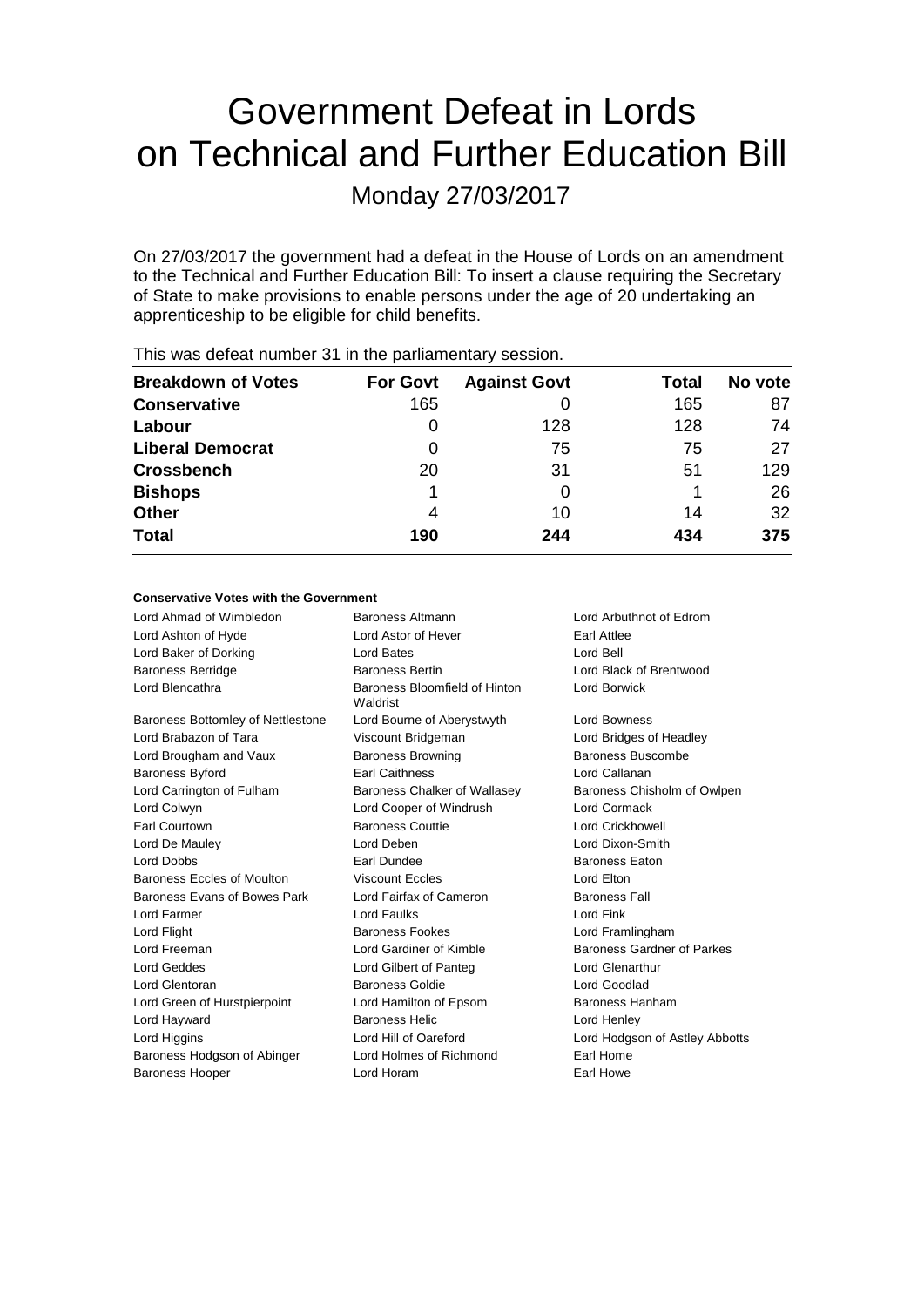# Government Defeat in Lords on Technical and Further Education Bill

Monday 27/03/2017

On 27/03/2017 the government had a defeat in the House of Lords on an amendment to the Technical and Further Education Bill: To insert a clause requiring the Secretary of State to make provisions to enable persons under the age of 20 undertaking an apprenticeship to be eligible for child benefits.

This was defeat number 31 in the parliamentary session.

| Breakdown of Votes | For Govt | Against Govt | Total | No vote |
|---|---|---|---|---|
| **Conservative** | 165 | 0 | 165 | 87 |
| **Labour** | 0 | 128 | 128 | 74 |
| **Liberal Democrat** | 0 | 75 | 75 | 27 |
| **Crossbench** | 20 | 31 | 51 | 129 |
| **Bishops** | 1 | 0 | 1 | 26 |
| **Other** | 4 | 10 | 14 | 32 |
| **Total** | **190** | **244** | **434** | **375** |

**Conservative Votes with the Government**

| | | |
|---|---|---|
| Lord Ahmad of Wimbledon | Baroness Altmann | Lord Arbuthnot of Edrom |
| Lord Ashton of Hyde | Lord Astor of Hever | Earl Attlee |
| Lord Baker of Dorking | Lord Bates | Lord Bell |
| Baroness Berridge | Baroness Bertin | Lord Black of Brentwood |
| Lord Blencathra | Baroness Bloomfield of Hinton Waldrist | Lord Borwick |
| Baroness Bottomley of Nettlestone | Lord Bourne of Aberystwyth | Lord Bowness |
| Lord Brabazon of Tara | Viscount Bridgeman | Lord Bridges of Headley |
| Lord Brougham and Vaux | Baroness Browning | Baroness Buscombe |
| Baroness Byford | Earl Caithness | Lord Callanan |
| Lord Carrington of Fulham | Baroness Chalker of Wallasey | Baroness Chisholm of Owlpen |
| Lord Colwyn | Lord Cooper of Windrush | Lord Cormack |
| Earl Courtown | Baroness Couttie | Lord Crickhowell |
| Lord De Mauley | Lord Deben | Lord Dixon-Smith |
| Lord Dobbs | Earl Dundee | Baroness Eaton |
| Baroness Eccles of Moulton | Viscount Eccles | Lord Elton |
| Baroness Evans of Bowes Park | Lord Fairfax of Cameron | Baroness Fall |
| Lord Farmer | Lord Faulks | Lord Fink |
| Lord Flight | Baroness Fookes | Lord Framlingham |
| Lord Freeman | Lord Gardiner of Kimble | Baroness Gardner of Parkes |
| Lord Geddes | Lord Gilbert of Panteg | Lord Glenarthur |
| Lord Glentoran | Baroness Goldie | Lord Goodlad |
| Lord Green of Hurstpierpoint | Lord Hamilton of Epsom | Baroness Hanham |
| Lord Hayward | Baroness Helic | Lord Henley |
| Lord Higgins | Lord Hill of Oareford | Lord Hodgson of Astley Abbotts |
| Baroness Hodgson of Abinger | Lord Holmes of Richmond | Earl Home |
| Baroness Hooper | Lord Horam | Earl Howe |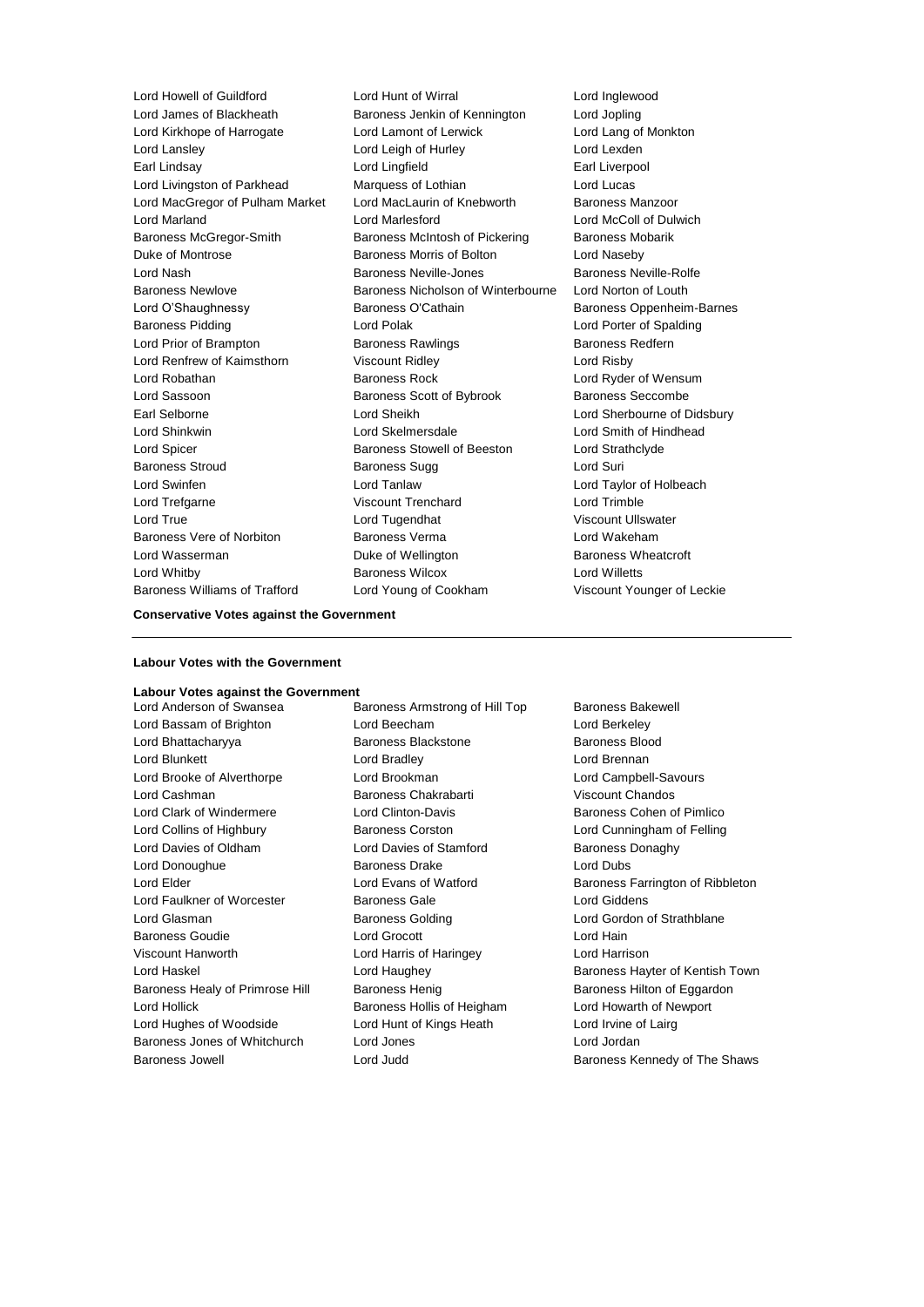Lord Howell of Guildford
Lord Hunt of Wirral
Lord Inglewood
Lord James of Blackheath
Baroness Jenkin of Kennington
Lord Jopling
Lord Kirkhope of Harrogate
Lord Lamont of Lerwick
Lord Lang of Monkton
Lord Lansley
Lord Leigh of Hurley
Lord Lexden
Earl Lindsay
Lord Lingfield
Earl Liverpool
Lord Livingston of Parkhead
Marquess of Lothian
Lord Lucas
Lord MacGregor of Pulham Market
Lord MacLaurin of Knebworth
Baroness Manzoor
Lord Marland
Lord Marlesford
Lord McColl of Dulwich
Baroness McGregor-Smith
Baroness McIntosh of Pickering
Baroness Mobarik
Duke of Montrose
Baroness Morris of Bolton
Lord Naseby
Lord Nash
Baroness Neville-Jones
Baroness Neville-Rolfe
Baroness Newlove
Baroness Nicholson of Winterbourne
Lord Norton of Louth
Lord O'Shaughnessy
Baroness O'Cathain
Baroness Oppenheim-Barnes
Baroness Pidding
Lord Polak
Lord Porter of Spalding
Lord Prior of Brampton
Baroness Rawlings
Baroness Redfern
Lord Renfrew of Kaimsthorn
Viscount Ridley
Lord Risby
Lord Robathan
Baroness Rock
Lord Ryder of Wensum
Lord Sassoon
Baroness Scott of Bybrook
Baroness Seccombe
Earl Selborne
Lord Sheikh
Lord Sherbourne of Didsbury
Lord Shinkwin
Lord Skelmersdale
Lord Smith of Hindhead
Lord Spicer
Baroness Stowell of Beeston
Lord Strathclyde
Baroness Stroud
Baroness Sugg
Lord Suri
Lord Swinfen
Lord Tanlaw
Lord Taylor of Holbeach
Lord Trefgarne
Viscount Trenchard
Lord Trimble
Lord True
Lord Tugendhat
Viscount Ullswater
Baroness Vere of Norbiton
Baroness Verma
Lord Wakeham
Lord Wasserman
Duke of Wellington
Baroness Wheatcroft
Lord Whitby
Baroness Wilcox
Lord Willetts
Baroness Williams of Trafford
Lord Young of Cookham
Viscount Younger of Leckie

**Conservative Votes against the Government**

---

**Labour Votes with the Government**

**Labour Votes against the Government**

Lord Anderson of Swansea
Baroness Armstrong of Hill Top
Baroness Bakewell
Lord Bassam of Brighton
Lord Beecham
Lord Berkeley
Lord Bhattacharyya
Baroness Blackstone
Baroness Blood
Lord Blunkett
Lord Bradley
Lord Brennan
Lord Brooke of Alverthorpe
Lord Brookman
Lord Campbell-Savours
Lord Cashman
Baroness Chakrabarti
Viscount Chandos
Lord Clark of Windermere
Lord Clinton-Davis
Baroness Cohen of Pimlico
Lord Collins of Highbury
Baroness Corston
Lord Cunningham of Felling
Lord Davies of Oldham
Lord Davies of Stamford
Baroness Donaghy
Lord Donoughue
Baroness Drake
Lord Dubs
Lord Elder
Lord Evans of Watford
Baroness Farrington of Ribbleton
Lord Faulkner of Worcester
Baroness Gale
Lord Giddens
Lord Glasman
Baroness Golding
Lord Gordon of Strathblane
Baroness Goudie
Lord Grocott
Lord Hain
Viscount Hanworth
Lord Harris of Haringey
Lord Harrison
Lord Haskel
Lord Haughey
Baroness Hayter of Kentish Town
Baroness Healy of Primrose Hill
Baroness Henig
Baroness Hilton of Eggardon
Lord Hollick
Baroness Hollis of Heigham
Lord Howarth of Newport
Lord Hughes of Woodside
Lord Hunt of Kings Heath
Lord Irvine of Lairg
Baroness Jones of Whitchurch
Lord Jones
Lord Jordan
Baroness Jowell
Lord Judd
Baroness Kennedy of The Shaws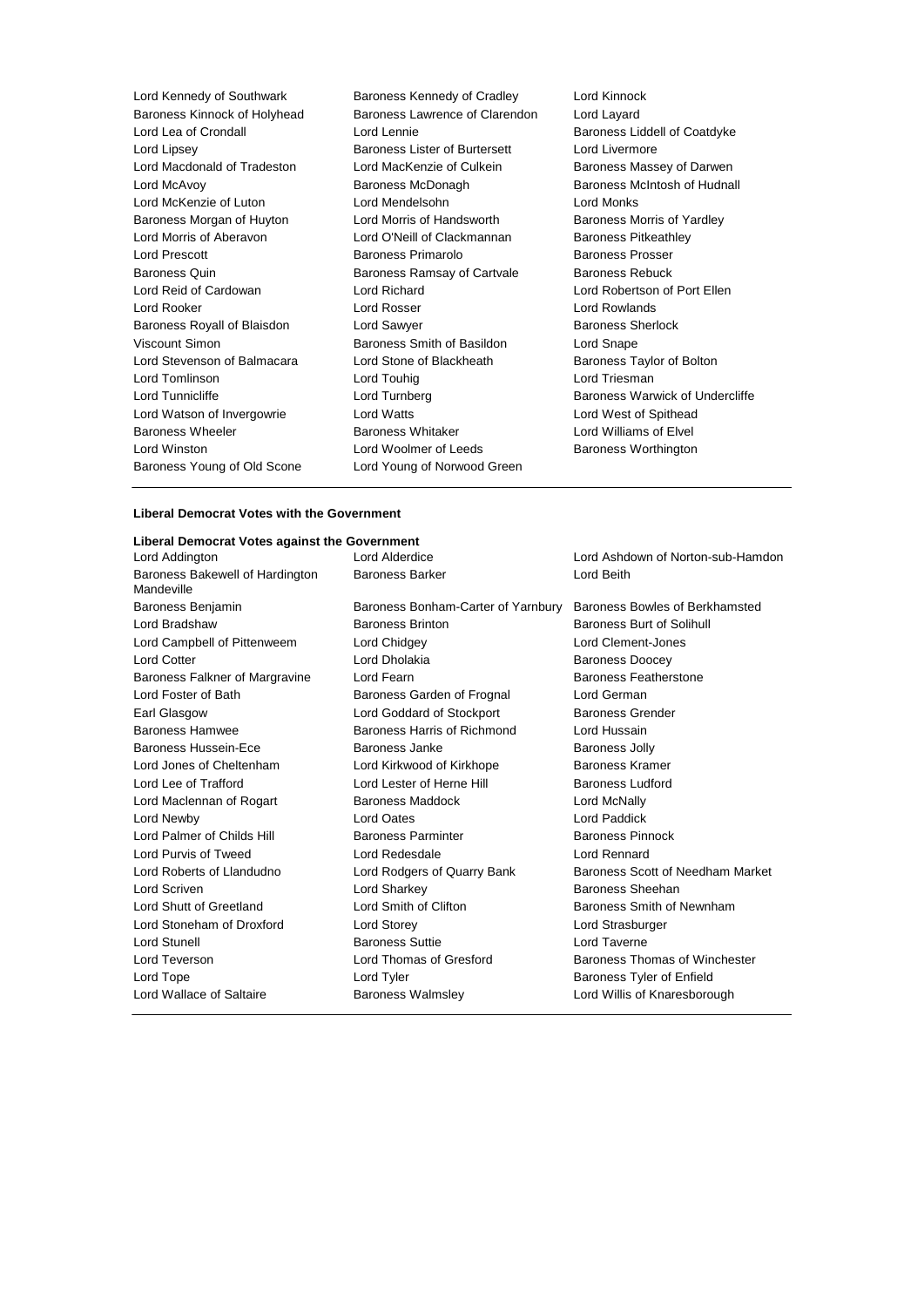Lord Kennedy of Southwark
Baroness Kennedy of Cradley
Lord Kinnock
Baroness Kinnock of Holyhead
Baroness Lawrence of Clarendon
Lord Layard
Lord Lea of Crondall
Lord Lennie
Baroness Liddell of Coatdyke
Lord Lipsey
Baroness Lister of Burtersett
Lord Livermore
Lord Macdonald of Tradeston
Lord MacKenzie of Culkein
Baroness Massey of Darwen
Lord McAvoy
Baroness McDonagh
Baroness McIntosh of Hudnall
Lord McKenzie of Luton
Lord Mendelsohn
Lord Monks
Baroness Morgan of Huyton
Lord Morris of Handsworth
Baroness Morris of Yardley
Lord Morris of Aberavon
Lord O'Neill of Clackmannan
Baroness Pitkeathley
Lord Prescott
Baroness Primarolo
Baroness Prosser
Baroness Quin
Baroness Ramsay of Cartvale
Baroness Rebuck
Lord Reid of Cardowan
Lord Richard
Lord Robertson of Port Ellen
Lord Rooker
Lord Rosser
Lord Rowlands
Baroness Royall of Blaisdon
Lord Sawyer
Baroness Sherlock
Viscount Simon
Baroness Smith of Basildon
Lord Snape
Lord Stevenson of Balmacara
Lord Stone of Blackheath
Baroness Taylor of Bolton
Lord Tomlinson
Lord Touhig
Lord Triesman
Lord Tunnicliffe
Lord Turnberg
Baroness Warwick of Undercliffe
Lord Watson of Invergowrie
Lord Watts
Lord West of Spithead
Baroness Wheeler
Baroness Whitaker
Lord Williams of Elvel
Lord Winston
Lord Woolmer of Leeds
Baroness Worthington
Baroness Young of Old Scone
Lord Young of Norwood Green

---

**Liberal Democrat Votes with the Government**

**Liberal Democrat Votes against the Government**

Lord Addington
Lord Alderdice
Lord Ashdown of Norton-sub-Hamdon
Baroness Bakewell of Hardington Mandeville
Baroness Barker
Lord Beith
Baroness Benjamin
Baroness Bonham-Carter of Yarnbury
Baroness Bowles of Berkhamsted
Lord Bradshaw
Baroness Brinton
Baroness Burt of Solihull
Lord Campbell of Pittenweem
Lord Chidgey
Lord Clement-Jones
Lord Cotter
Lord Dholakia
Baroness Doocey
Baroness Falkner of Margravine
Lord Fearn
Baroness Featherstone
Lord Foster of Bath
Baroness Garden of Frognal
Lord German
Earl Glasgow
Lord Goddard of Stockport
Baroness Grender
Baroness Hamwee
Baroness Harris of Richmond
Lord Hussain
Baroness Hussein-Ece
Baroness Janke
Baroness Jolly
Lord Jones of Cheltenham
Lord Kirkwood of Kirkhope
Baroness Kramer
Lord Lee of Trafford
Lord Lester of Herne Hill
Baroness Ludford
Lord Maclennan of Rogart
Baroness Maddock
Lord McNally
Lord Newby
Lord Oates
Lord Paddick
Lord Palmer of Childs Hill
Baroness Parminter
Baroness Pinnock
Lord Purvis of Tweed
Lord Redesdale
Lord Rennard
Lord Roberts of Llandudno
Lord Rodgers of Quarry Bank
Baroness Scott of Needham Market
Lord Scriven
Lord Sharkey
Baroness Sheehan
Lord Shutt of Greetland
Lord Smith of Clifton
Baroness Smith of Newnham
Lord Stoneham of Droxford
Lord Storey
Lord Strasburger
Lord Stunell
Baroness Suttie
Lord Taverne
Lord Teverson
Lord Thomas of Gresford
Baroness Thomas of Winchester
Lord Tope
Lord Tyler
Baroness Tyler of Enfield
Lord Wallace of Saltaire
Baroness Walmsley
Lord Willis of Knaresborough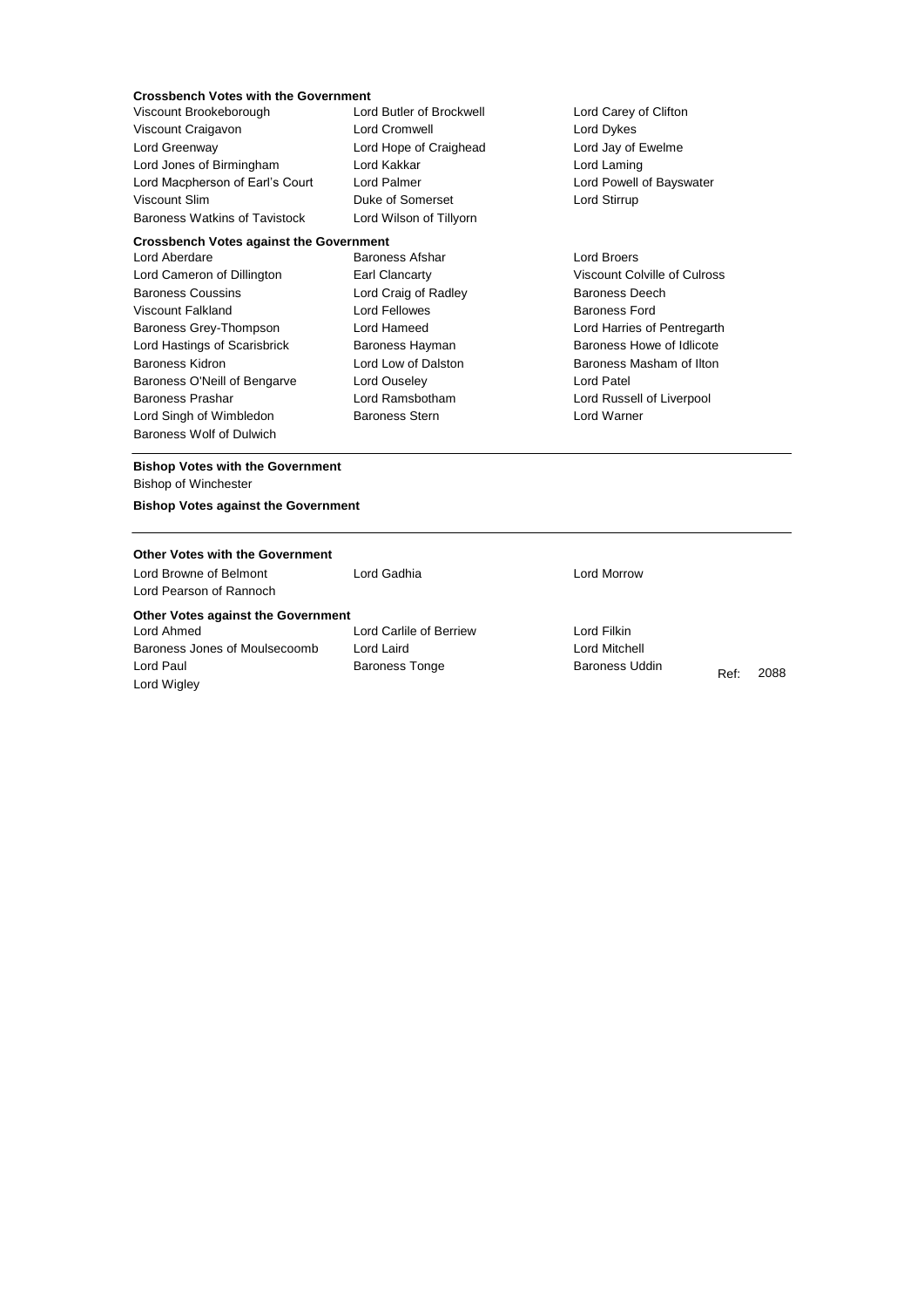**Crossbench Votes with the Government**

| | | |
|---|---|---|
| Viscount Brookeborough | Lord Butler of Brockwell | Lord Carey of Clifton |
| Viscount Craigavon | Lord Cromwell | Lord Dykes |
| Lord Greenway | Lord Hope of Craighead | Lord Jay of Ewelme |
| Lord Jones of Birmingham | Lord Kakkar | Lord Laming |
| Lord Macpherson of Earl's Court | Lord Palmer | Lord Powell of Bayswater |
| Viscount Slim | Duke of Somerset | Lord Stirrup |
| Baroness Watkins of Tavistock | Lord Wilson of Tillyorn | |

**Crossbench Votes against the Government**

| | | |
|---|---|---|
| Lord Aberdare | Baroness Afshar | Lord Broers |
| Lord Cameron of Dillington | Earl Clancarty | Viscount Colville of Culross |
| Baroness Coussins | Lord Craig of Radley | Baroness Deech |
| Viscount Falkland | Lord Fellowes | Baroness Ford |
| Baroness Grey-Thompson | Lord Hameed | Lord Harries of Pentregarth |
| Lord Hastings of Scarisbrick | Baroness Hayman | Baroness Howe of Idlicote |
| Baroness Kidron | Lord Low of Dalston | Baroness Masham of Ilton |
| Baroness O'Neill of Bengarve | Lord Ouseley | Lord Patel |
| Baroness Prashar | Lord Ramsbotham | Lord Russell of Liverpool |
| Lord Singh of Wimbledon | Baroness Stern | Lord Warner |
| Baroness Wolf of Dulwich | | |

**Bishop Votes with the Government**

Bishop of Winchester

**Bishop Votes against the Government**

**Other Votes with the Government**

| | | |
|---|---|---|
| Lord Browne of Belmont | Lord Gadhia | Lord Morrow |
| Lord Pearson of Rannoch | | |

**Other Votes against the Government**

| | | |
|---|---|---|
| Lord Ahmed | Lord Carlile of Berriew | Lord Filkin |
| Baroness Jones of Moulsecoomb | Lord Laird | Lord Mitchell |
| Lord Paul | Baroness Tonge | Baroness Uddin |
| Lord Wigley | | |

Ref: 2088